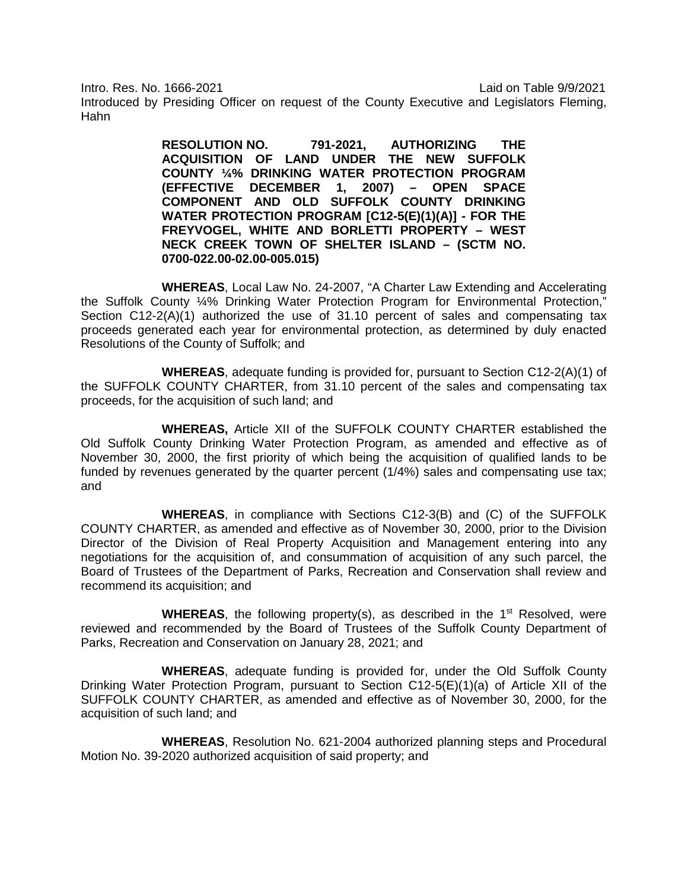Intro. Res. No. 1666-2021 Laid on Table 9/9/2021
Introduced by Presiding Officer on request of the County Executive and Legislators Fleming, Hahn

**RESOLUTION NO. 791-2021, AUTHORIZING THE ACQUISITION OF LAND UNDER THE NEW SUFFOLK COUNTY ¼% DRINKING WATER PROTECTION PROGRAM (EFFECTIVE DECEMBER 1, 2007) – OPEN SPACE COMPONENT AND OLD SUFFOLK COUNTY DRINKING WATER PROTECTION PROGRAM [C12-5(E)(1)(A)] - FOR THE FREYVOGEL, WHITE AND BORLETTI PROPERTY – WEST NECK CREEK TOWN OF SHELTER ISLAND – (SCTM NO. 0700-022.00-02.00-005.015)**

**WHEREAS**, Local Law No. 24-2007, "A Charter Law Extending and Accelerating the Suffolk County ¼% Drinking Water Protection Program for Environmental Protection," Section C12-2(A)(1) authorized the use of 31.10 percent of sales and compensating tax proceeds generated each year for environmental protection, as determined by duly enacted Resolutions of the County of Suffolk; and

**WHEREAS**, adequate funding is provided for, pursuant to Section C12-2(A)(1) of the SUFFOLK COUNTY CHARTER, from 31.10 percent of the sales and compensating tax proceeds, for the acquisition of such land; and

**WHEREAS,** Article XII of the SUFFOLK COUNTY CHARTER established the Old Suffolk County Drinking Water Protection Program, as amended and effective as of November 30, 2000, the first priority of which being the acquisition of qualified lands to be funded by revenues generated by the quarter percent (1/4%) sales and compensating use tax; and

**WHEREAS**, in compliance with Sections C12-3(B) and (C) of the SUFFOLK COUNTY CHARTER, as amended and effective as of November 30, 2000, prior to the Division Director of the Division of Real Property Acquisition and Management entering into any negotiations for the acquisition of, and consummation of acquisition of any such parcel, the Board of Trustees of the Department of Parks, Recreation and Conservation shall review and recommend its acquisition; and

**WHEREAS**, the following property(s), as described in the 1st Resolved, were reviewed and recommended by the Board of Trustees of the Suffolk County Department of Parks, Recreation and Conservation on January 28, 2021; and

**WHEREAS**, adequate funding is provided for, under the Old Suffolk County Drinking Water Protection Program, pursuant to Section C12-5(E)(1)(a) of Article XII of the SUFFOLK COUNTY CHARTER, as amended and effective as of November 30, 2000, for the acquisition of such land; and

**WHEREAS**, Resolution No. 621-2004 authorized planning steps and Procedural Motion No. 39-2020 authorized acquisition of said property; and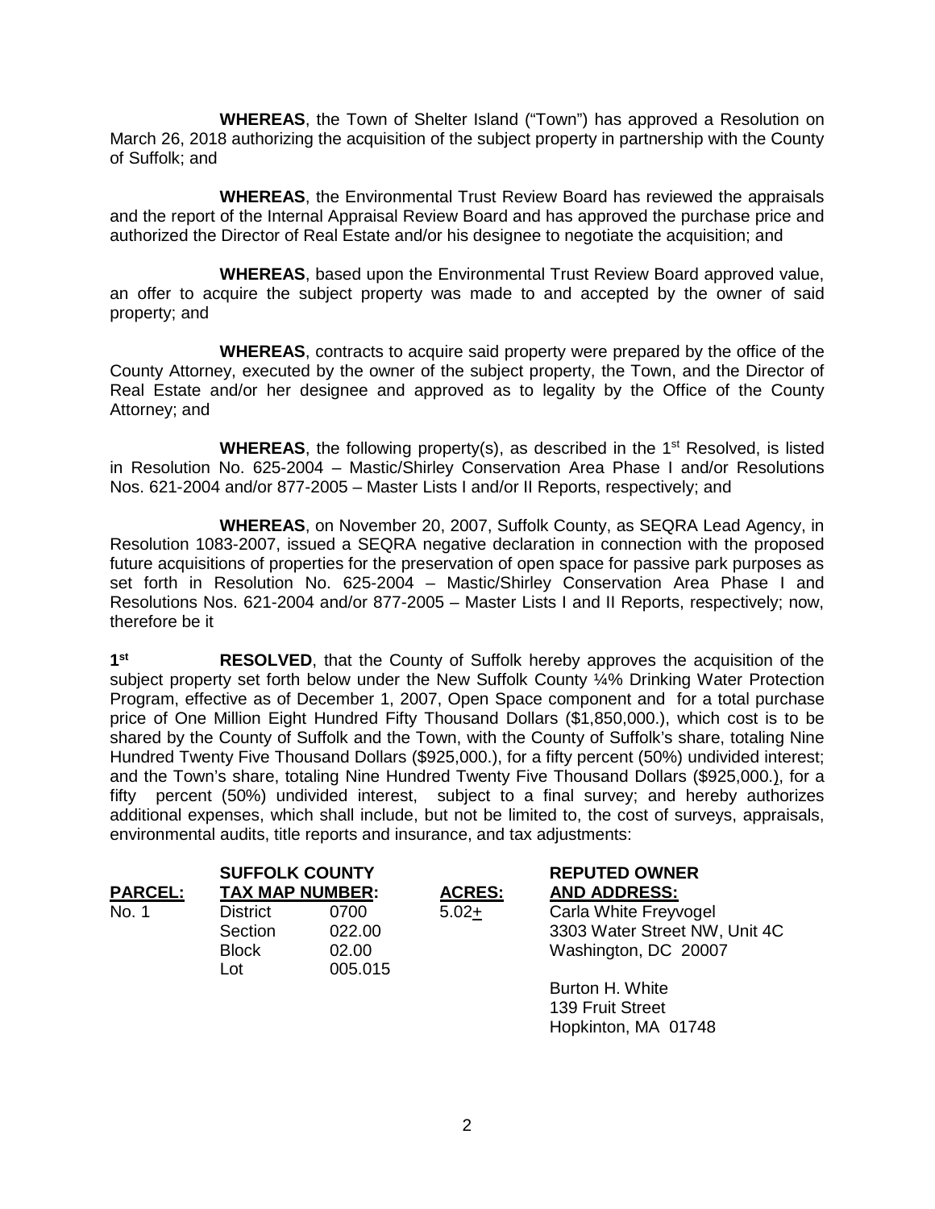**WHEREAS**, the Town of Shelter Island ("Town") has approved a Resolution on March 26, 2018 authorizing the acquisition of the subject property in partnership with the County of Suffolk; and

**WHEREAS**, the Environmental Trust Review Board has reviewed the appraisals and the report of the Internal Appraisal Review Board and has approved the purchase price and authorized the Director of Real Estate and/or his designee to negotiate the acquisition; and

**WHEREAS**, based upon the Environmental Trust Review Board approved value, an offer to acquire the subject property was made to and accepted by the owner of said property; and

**WHEREAS**, contracts to acquire said property were prepared by the office of the County Attorney, executed by the owner of the subject property, the Town, and the Director of Real Estate and/or her designee and approved as to legality by the Office of the County Attorney; and

**WHEREAS**, the following property(s), as described in the 1st Resolved, is listed in Resolution No. 625-2004 – Mastic/Shirley Conservation Area Phase I and/or Resolutions Nos. 621-2004 and/or 877-2005 – Master Lists I and/or II Reports, respectively; and

**WHEREAS**, on November 20, 2007, Suffolk County, as SEQRA Lead Agency, in Resolution 1083-2007, issued a SEQRA negative declaration in connection with the proposed future acquisitions of properties for the preservation of open space for passive park purposes as set forth in Resolution No. 625-2004 – Mastic/Shirley Conservation Area Phase I and Resolutions Nos. 621-2004 and/or 877-2005 – Master Lists I and II Reports, respectively; now, therefore be it

**1st RESOLVED**, that the County of Suffolk hereby approves the acquisition of the subject property set forth below under the New Suffolk County ¼% Drinking Water Protection Program, effective as of December 1, 2007, Open Space component and for a total purchase price of One Million Eight Hundred Fifty Thousand Dollars ($1,850,000.), which cost is to be shared by the County of Suffolk and the Town, with the County of Suffolk's share, totaling Nine Hundred Twenty Five Thousand Dollars ($925,000.), for a fifty percent (50%) undivided interest; and the Town's share, totaling Nine Hundred Twenty Five Thousand Dollars ($925,000.), for a fifty percent (50%) undivided interest, subject to a final survey; and hereby authorizes additional expenses, which shall include, but not be limited to, the cost of surveys, appraisals, environmental audits, title reports and insurance, and tax adjustments:

| PARCEL: | SUFFOLK COUNTY TAX MAP NUMBER: | | ACRES: | REPUTED OWNER AND ADDRESS: |
|---|---|---|---|---|
| No. 1 | District | 0700 | 5.02± | Carla White Freyvogel |
| | Section | 022.00 | | 3303 Water Street NW, Unit 4C |
| | Block | 02.00 | | Washington, DC 20007 |
| | Lot | 005.015 | | |
| | | | | Burton H. White |
| | | | | 139 Fruit Street |
| | | | | Hopkinton, MA 01748 |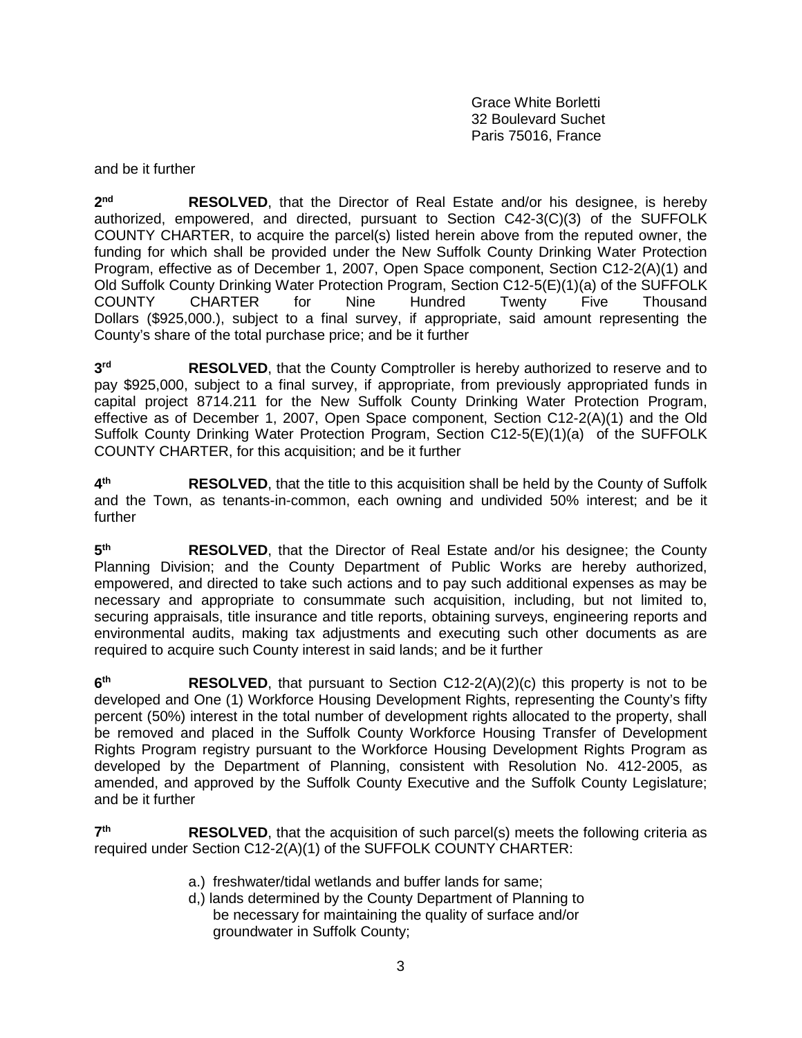Grace White Borletti
32 Boulevard Suchet
Paris 75016, France

and be it further

**2nd RESOLVED**, that the Director of Real Estate and/or his designee, is hereby authorized, empowered, and directed, pursuant to Section C42-3(C)(3) of the SUFFOLK COUNTY CHARTER, to acquire the parcel(s) listed herein above from the reputed owner, the funding for which shall be provided under the New Suffolk County Drinking Water Protection Program, effective as of December 1, 2007, Open Space component, Section C12-2(A)(1) and Old Suffolk County Drinking Water Protection Program, Section C12-5(E)(1)(a) of the SUFFOLK COUNTY CHARTER for Nine Hundred Twenty Five Thousand Dollars ($925,000.), subject to a final survey, if appropriate, said amount representing the County's share of the total purchase price; and be it further

**3rd RESOLVED**, that the County Comptroller is hereby authorized to reserve and to pay $925,000, subject to a final survey, if appropriate, from previously appropriated funds in capital project 8714.211 for the New Suffolk County Drinking Water Protection Program, effective as of December 1, 2007, Open Space component, Section C12-2(A)(1) and the Old Suffolk County Drinking Water Protection Program, Section C12-5(E)(1)(a) of the SUFFOLK COUNTY CHARTER, for this acquisition; and be it further

**4th RESOLVED**, that the title to this acquisition shall be held by the County of Suffolk and the Town, as tenants-in-common, each owning and undivided 50% interest; and be it further

**5th RESOLVED**, that the Director of Real Estate and/or his designee; the County Planning Division; and the County Department of Public Works are hereby authorized, empowered, and directed to take such actions and to pay such additional expenses as may be necessary and appropriate to consummate such acquisition, including, but not limited to, securing appraisals, title insurance and title reports, obtaining surveys, engineering reports and environmental audits, making tax adjustments and executing such other documents as are required to acquire such County interest in said lands; and be it further

**6th RESOLVED**, that pursuant to Section C12-2(A)(2)(c) this property is not to be developed and One (1) Workforce Housing Development Rights, representing the County's fifty percent (50%) interest in the total number of development rights allocated to the property, shall be removed and placed in the Suffolk County Workforce Housing Transfer of Development Rights Program registry pursuant to the Workforce Housing Development Rights Program as developed by the Department of Planning, consistent with Resolution No. 412-2005, as amended, and approved by the Suffolk County Executive and the Suffolk County Legislature; and be it further

**7th RESOLVED**, that the acquisition of such parcel(s) meets the following criteria as required under Section C12-2(A)(1) of the SUFFOLK COUNTY CHARTER:

a.) freshwater/tidal wetlands and buffer lands for same;
d,) lands determined by the County Department of Planning to be necessary for maintaining the quality of surface and/or groundwater in Suffolk County;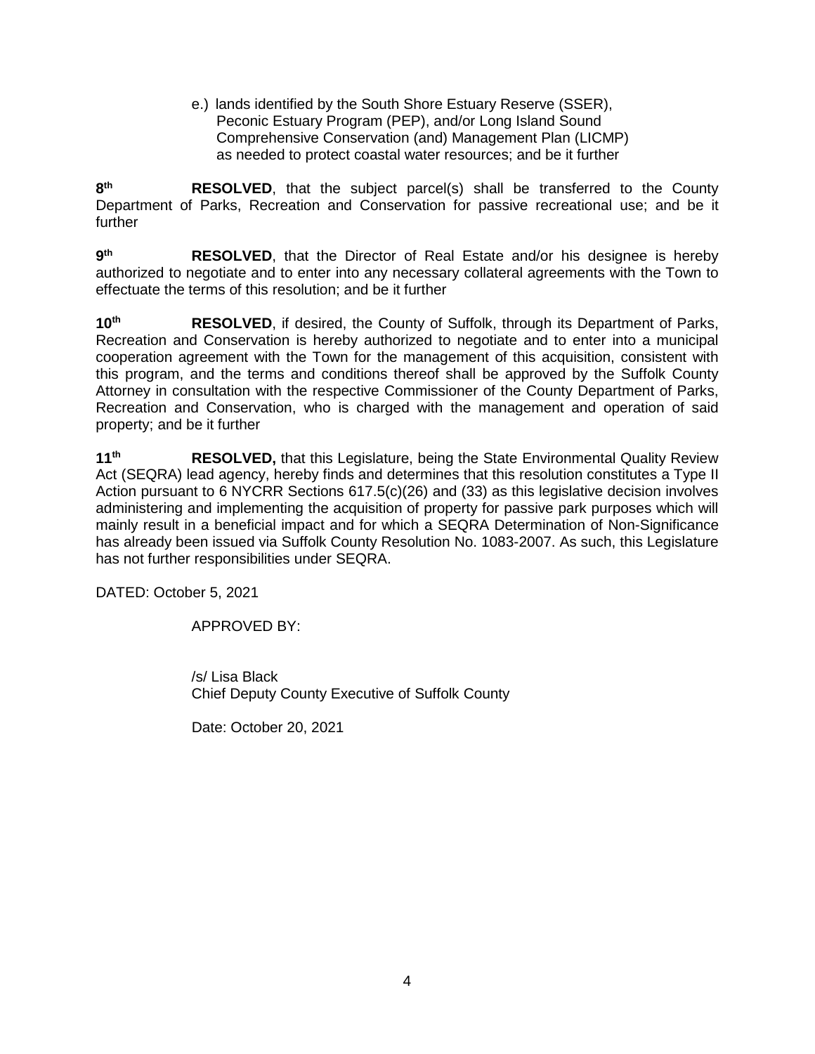e.) lands identified by the South Shore Estuary Reserve (SSER), Peconic Estuary Program (PEP), and/or Long Island Sound Comprehensive Conservation (and) Management Plan (LICMP) as needed to protect coastal water resources; and be it further

8th **RESOLVED**, that the subject parcel(s) shall be transferred to the County Department of Parks, Recreation and Conservation for passive recreational use; and be it further

9th **RESOLVED**, that the Director of Real Estate and/or his designee is hereby authorized to negotiate and to enter into any necessary collateral agreements with the Town to effectuate the terms of this resolution; and be it further

10th **RESOLVED**, if desired, the County of Suffolk, through its Department of Parks, Recreation and Conservation is hereby authorized to negotiate and to enter into a municipal cooperation agreement with the Town for the management of this acquisition, consistent with this program, and the terms and conditions thereof shall be approved by the Suffolk County Attorney in consultation with the respective Commissioner of the County Department of Parks, Recreation and Conservation, who is charged with the management and operation of said property; and be it further

11th **RESOLVED,** that this Legislature, being the State Environmental Quality Review Act (SEQRA) lead agency, hereby finds and determines that this resolution constitutes a Type II Action pursuant to 6 NYCRR Sections 617.5(c)(26) and (33) as this legislative decision involves administering and implementing the acquisition of property for passive park purposes which will mainly result in a beneficial impact and for which a SEQRA Determination of Non-Significance has already been issued via Suffolk County Resolution No. 1083-2007. As such, this Legislature has not further responsibilities under SEQRA.

DATED: October 5, 2021

APPROVED BY:

/s/ Lisa Black
Chief Deputy County Executive of Suffolk County

Date: October 20, 2021